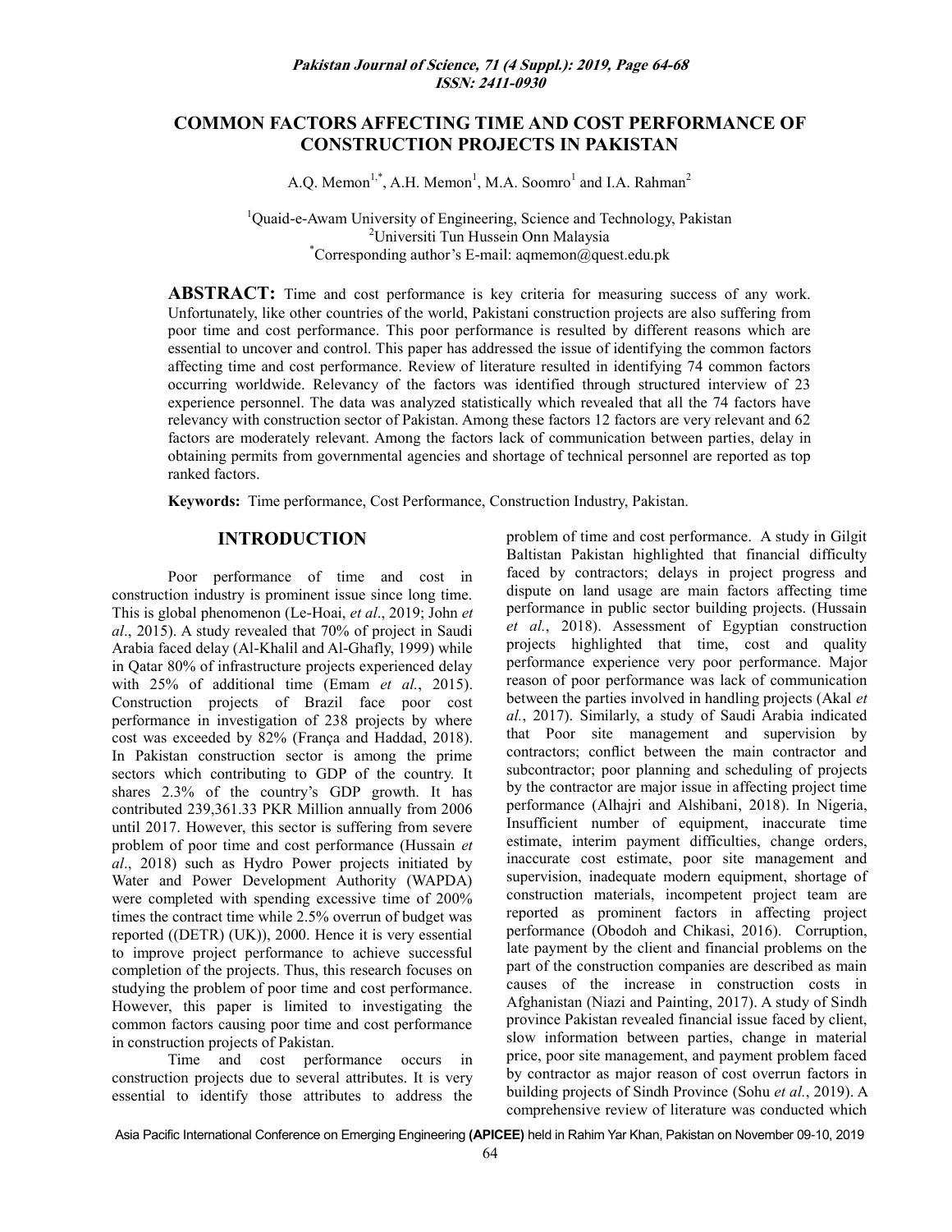# COMMON FACTORS AFFECTING TIME AND COST PERFORMANCE OF CONSTRUCTION PROJECTS IN PAKISTAN

A.Q. Memon[1,*], A.H. Memon[1], M.A. Soomro[1] and I.A. Rahman[2]

[1]Quaid-e-Awam University of Engineering, Science and Technology, Pakistan
[2]Universiti Tun Hussein Onn Malaysia
[*]Corresponding author's E-mail: aqmemon@quest.edu.pk

**ABSTRACT:** Time and cost performance is key criteria for measuring success of any work. Unfortunately, like other countries of the world, Pakistani construction projects are also suffering from poor time and cost performance. This poor performance is resulted by different reasons which are essential to uncover and control. This paper has addressed the issue of identifying the common factors affecting time and cost performance. Review of literature resulted in identifying 74 common factors occurring worldwide. Relevancy of the factors was identified through structured interview of 23 experience personnel. The data was analyzed statistically which revealed that all the 74 factors have relevancy with construction sector of Pakistan. Among these factors 12 factors are very relevant and 62 factors are moderately relevant. Among the factors lack of communication between parties, delay in obtaining permits from governmental agencies and shortage of technical personnel are reported as top ranked factors.

**Keywords:** Time performance, Cost Performance, Construction Industry, Pakistan.

## INTRODUCTION

Poor performance of time and cost in construction industry is prominent issue since long time. This is global phenomenon (Le-Hoai, *et al*., 2019; John *et al*., 2015). A study revealed that 70% of project in Saudi Arabia faced delay (Al-Khalil and Al-Ghafly, 1999) while in Qatar 80% of infrastructure projects experienced delay with 25% of additional time (Emam *et al.*, 2015). Construction projects of Brazil face poor cost performance in investigation of 238 projects by where cost was exceeded by 82% (França and Haddad, 2018). In Pakistan construction sector is among the prime sectors which contributing to GDP of the country. It shares 2.3% of the country's GDP growth. It has contributed 239,361.33 PKR Million annually from 2006 until 2017. However, this sector is suffering from severe problem of poor time and cost performance (Hussain *et al*., 2018) such as Hydro Power projects initiated by Water and Power Development Authority (WAPDA) were completed with spending excessive time of 200% times the contract time while 2.5% overrun of budget was reported ((DETR) (UK)), 2000. Hence it is very essential to improve project performance to achieve successful completion of the projects. Thus, this research focuses on studying the problem of poor time and cost performance. However, this paper is limited to investigating the common factors causing poor time and cost performance in construction projects of Pakistan.

Time and cost performance occurs in construction projects due to several attributes. It is very essential to identify those attributes to address the problem of time and cost performance. A study in Gilgit Baltistan Pakistan highlighted that financial difficulty faced by contractors; delays in project progress and dispute on land usage are main factors affecting time performance in public sector building projects. (Hussain *et al.*, 2018). Assessment of Egyptian construction projects highlighted that time, cost and quality performance experience very poor performance. Major reason of poor performance was lack of communication between the parties involved in handling projects (Akal *et al.*, 2017). Similarly, a study of Saudi Arabia indicated that Poor site management and supervision by contractors; conflict between the main contractor and subcontractor; poor planning and scheduling of projects by the contractor are major issue in affecting project time performance (Alhajri and Alshibani, 2018). In Nigeria, Insufficient number of equipment, inaccurate time estimate, interim payment difficulties, change orders, inaccurate cost estimate, poor site management and supervision, inadequate modern equipment, shortage of construction materials, incompetent project team are reported as prominent factors in affecting project performance (Obodoh and Chikasi, 2016). Corruption, late payment by the client and financial problems on the part of the construction companies are described as main causes of the increase in construction costs in Afghanistan (Niazi and Painting, 2017). A study of Sindh province Pakistan revealed financial issue faced by client, slow information between parties, change in material price, poor site management, and payment problem faced by contractor as major reason of cost overrun factors in building projects of Sindh Province (Sohu *et al.*, 2019). A comprehensive review of literature was conducted which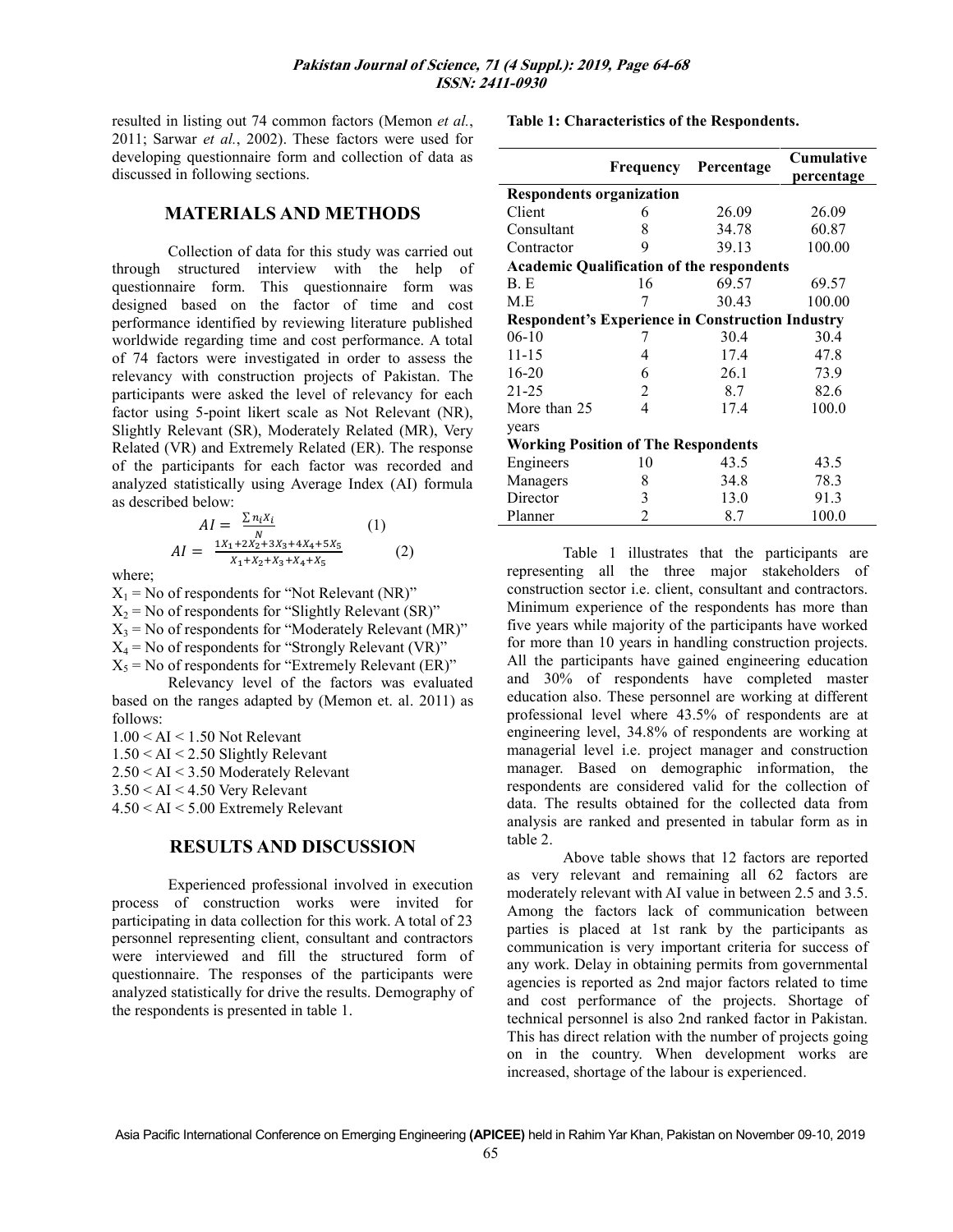resulted in listing out 74 common factors (Memon *et al.*, 2011; Sarwar *et al.*, 2002). These factors were used for developing questionnaire form and collection of data as discussed in following sections.

## MATERIALS AND METHODS

Collection of data for this study was carried out through structured interview with the help of questionnaire form. This questionnaire form was designed based on the factor of time and cost performance identified by reviewing literature published worldwide regarding time and cost performance. A total of 74 factors were investigated in order to assess the relevancy with construction projects of Pakistan. The participants were asked the level of relevancy for each factor using 5-point likert scale as Not Relevant (NR), Slightly Relevant (SR), Moderately Related (MR), Very Related (VR) and Extremely Related (ER). The response of the participants for each factor was recorded and analyzed statistically using Average Index (AI) formula as described below:

$$AI = \frac{\sum n_i X_i}{N} \qquad (1)$$

$$AI = \frac{1X_1 + 2X_2 + 3X_3 + 4X_4 + 5X_5}{X_1 + X_2 + X_3 + X_4 + X_5} \qquad (2)$$

where;

$X_1$ = No of respondents for "Not Relevant (NR)"
$X_2$ = No of respondents for "Slightly Relevant (SR)"
$X_3$ = No of respondents for "Moderately Relevant (MR)"
$X_4$ = No of respondents for "Strongly Relevant (VR)"
$X_5$ = No of respondents for "Extremely Relevant (ER)"

Relevancy level of the factors was evaluated based on the ranges adapted by (Memon et. al. 2011) as follows:

$1.00 < AI < 1.50$ Not Relevant
$1.50 < AI < 2.50$ Slightly Relevant
$2.50 < AI < 3.50$ Moderately Relevant
$3.50 < AI < 4.50$ Very Relevant
$4.50 < AI < 5.00$ Extremely Relevant

## RESULTS AND DISCUSSION

Experienced professional involved in execution process of construction works were invited for participating in data collection for this work. A total of 23 personnel representing client, consultant and contractors were interviewed and fill the structured form of questionnaire. The responses of the participants were analyzed statistically for drive the results. Demography of the respondents is presented in table 1.

**Table 1: Characteristics of the Respondents.**

| | Frequency | Percentage | Cumulative percentage |
|---|---|---|---|
| **Respondents organization** | | | |
| Client | 6 | 26.09 | 26.09 |
| Consultant | 8 | 34.78 | 60.87 |
| Contractor | 9 | 39.13 | 100.00 |
| **Academic Qualification of the respondents** | | | |
| B. E | 16 | 69.57 | 69.57 |
| M.E | 7 | 30.43 | 100.00 |
| **Respondent's Experience in Construction Industry** | | | |
| 06-10 | 7 | 30.4 | 30.4 |
| 11-15 | 4 | 17.4 | 47.8 |
| 16-20 | 6 | 26.1 | 73.9 |
| 21-25 | 2 | 8.7 | 82.6 |
| More than 25 years | 4 | 17.4 | 100.0 |
| **Working Position of The Respondents** | | | |
| Engineers | 10 | 43.5 | 43.5 |
| Managers | 8 | 34.8 | 78.3 |
| Director | 3 | 13.0 | 91.3 |
| Planner | 2 | 8.7 | 100.0 |

Table 1 illustrates that the participants are representing all the three major stakeholders of construction sector i.e. client, consultant and contractors. Minimum experience of the respondents has more than five years while majority of the participants have worked for more than 10 years in handling construction projects. All the participants have gained engineering education and 30% of respondents have completed master education also. These personnel are working at different professional level where 43.5% of respondents are at engineering level, 34.8% of respondents are working at managerial level i.e. project manager and construction manager. Based on demographic information, the respondents are considered valid for the collection of data. The results obtained for the collected data from analysis are ranked and presented in tabular form as in table 2.

Above table shows that 12 factors are reported as very relevant and remaining all 62 factors are moderately relevant with AI value in between 2.5 and 3.5. Among the factors lack of communication between parties is placed at 1st rank by the participants as communication is very important criteria for success of any work. Delay in obtaining permits from governmental agencies is reported as 2nd major factors related to time and cost performance of the projects. Shortage of technical personnel is also 2nd ranked factor in Pakistan. This has direct relation with the number of projects going on in the country. When development works are increased, shortage of the labour is experienced.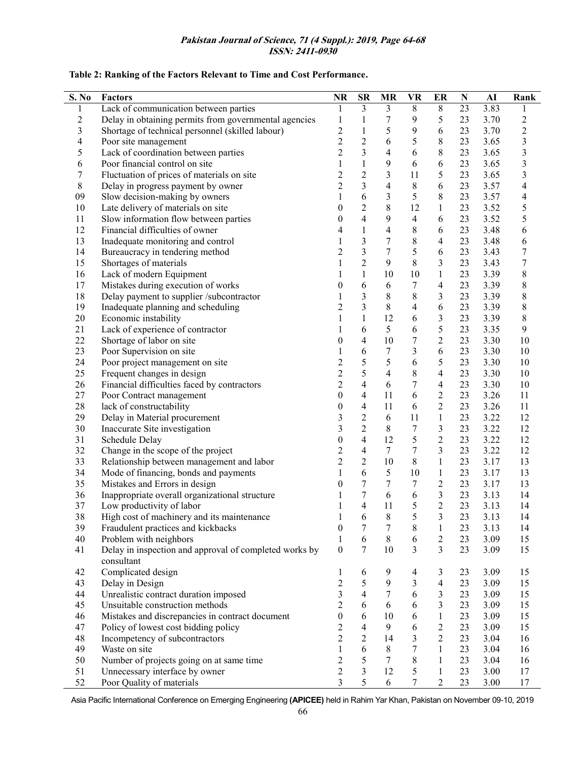**Table 2: Ranking of the Factors Relevant to Time and Cost Performance.**

| S. No | Factors | NR | SR | MR | VR | ER | N | AI | Rank |
|---|---|---|---|---|---|---|---|---|---|
| 1 | Lack of communication between parties | 1 | 3 | 3 | 8 | 8 | 23 | 3.83 | 1 |
| 2 | Delay in obtaining permits from governmental agencies | 1 | 1 | 7 | 9 | 5 | 23 | 3.70 | 2 |
| 3 | Shortage of technical personnel (skilled labour) | 2 | 1 | 5 | 9 | 6 | 23 | 3.70 | 2 |
| 4 | Poor site management | 2 | 2 | 6 | 5 | 8 | 23 | 3.65 | 3 |
| 5 | Lack of coordination between parties | 2 | 3 | 4 | 6 | 8 | 23 | 3.65 | 3 |
| 6 | Poor financial control on site | 1 | 1 | 9 | 6 | 6 | 23 | 3.65 | 3 |
| 7 | Fluctuation of prices of materials on site | 2 | 2 | 3 | 11 | 5 | 23 | 3.65 | 3 |
| 8 | Delay in progress payment by owner | 2 | 3 | 4 | 8 | 6 | 23 | 3.57 | 4 |
| 09 | Slow decision-making by owners | 1 | 6 | 3 | 5 | 8 | 23 | 3.57 | 4 |
| 10 | Late delivery of materials on site | 0 | 2 | 8 | 12 | 1 | 23 | 3.52 | 5 |
| 11 | Slow information flow between parties | 0 | 4 | 9 | 4 | 6 | 23 | 3.52 | 5 |
| 12 | Financial difficulties of owner | 4 | 1 | 4 | 8 | 6 | 23 | 3.48 | 6 |
| 13 | Inadequate monitoring and control | 1 | 3 | 7 | 8 | 4 | 23 | 3.48 | 6 |
| 14 | Bureaucracy in tendering method | 2 | 3 | 7 | 5 | 6 | 23 | 3.43 | 7 |
| 15 | Shortages of materials | 1 | 2 | 9 | 8 | 3 | 23 | 3.43 | 7 |
| 16 | Lack of modern Equipment | 1 | 1 | 10 | 10 | 1 | 23 | 3.39 | 8 |
| 17 | Mistakes during execution of works | 0 | 6 | 6 | 7 | 4 | 23 | 3.39 | 8 |
| 18 | Delay payment to supplier /subcontractor | 1 | 3 | 8 | 8 | 3 | 23 | 3.39 | 8 |
| 19 | Inadequate planning and scheduling | 2 | 3 | 8 | 4 | 6 | 23 | 3.39 | 8 |
| 20 | Economic instability | 1 | 1 | 12 | 6 | 3 | 23 | 3.39 | 8 |
| 21 | Lack of experience of contractor | 1 | 6 | 5 | 6 | 5 | 23 | 3.35 | 9 |
| 22 | Shortage of labor on site | 0 | 4 | 10 | 7 | 2 | 23 | 3.30 | 10 |
| 23 | Poor Supervision on site | 1 | 6 | 7 | 3 | 6 | 23 | 3.30 | 10 |
| 24 | Poor project management on site | 2 | 5 | 5 | 6 | 5 | 23 | 3.30 | 10 |
| 25 | Frequent changes in design | 2 | 5 | 4 | 8 | 4 | 23 | 3.30 | 10 |
| 26 | Financial difficulties faced by contractors | 2 | 4 | 6 | 7 | 4 | 23 | 3.30 | 10 |
| 27 | Poor Contract management | 0 | 4 | 11 | 6 | 2 | 23 | 3.26 | 11 |
| 28 | lack of constructability | 0 | 4 | 11 | 6 | 2 | 23 | 3.26 | 11 |
| 29 | Delay in Material procurement | 3 | 2 | 6 | 11 | 1 | 23 | 3.22 | 12 |
| 30 | Inaccurate Site investigation | 3 | 2 | 8 | 7 | 3 | 23 | 3.22 | 12 |
| 31 | Schedule Delay | 0 | 4 | 12 | 5 | 2 | 23 | 3.22 | 12 |
| 32 | Change in the scope of the project | 2 | 4 | 7 | 7 | 3 | 23 | 3.22 | 12 |
| 33 | Relationship between management and labor | 2 | 2 | 10 | 8 | 1 | 23 | 3.17 | 13 |
| 34 | Mode of financing, bonds and payments | 1 | 6 | 5 | 10 | 1 | 23 | 3.17 | 13 |
| 35 | Mistakes and Errors in design | 0 | 7 | 7 | 7 | 2 | 23 | 3.17 | 13 |
| 36 | Inappropriate overall organizational structure | 1 | 7 | 6 | 6 | 3 | 23 | 3.13 | 14 |
| 37 | Low productivity of labor | 1 | 4 | 11 | 5 | 2 | 23 | 3.13 | 14 |
| 38 | High cost of machinery and its maintenance | 1 | 6 | 8 | 5 | 3 | 23 | 3.13 | 14 |
| 39 | Fraudulent practices and kickbacks | 0 | 7 | 7 | 8 | 1 | 23 | 3.13 | 14 |
| 40 | Problem with neighbors | 1 | 6 | 8 | 6 | 2 | 23 | 3.09 | 15 |
| 41 | Delay in inspection and approval of completed works by consultant | 0 | 7 | 10 | 3 | 3 | 23 | 3.09 | 15 |
| 42 | Complicated design | 1 | 6 | 9 | 4 | 3 | 23 | 3.09 | 15 |
| 43 | Delay in Design | 2 | 5 | 9 | 3 | 4 | 23 | 3.09 | 15 |
| 44 | Unrealistic contract duration imposed | 3 | 4 | 7 | 6 | 3 | 23 | 3.09 | 15 |
| 45 | Unsuitable construction methods | 2 | 6 | 6 | 6 | 3 | 23 | 3.09 | 15 |
| 46 | Mistakes and discrepancies in contract document | 0 | 6 | 10 | 6 | 1 | 23 | 3.09 | 15 |
| 47 | Policy of lowest cost bidding policy | 2 | 4 | 9 | 6 | 2 | 23 | 3.09 | 15 |
| 48 | Incompetency of subcontractors | 2 | 2 | 14 | 3 | 2 | 23 | 3.04 | 16 |
| 49 | Waste on site | 1 | 6 | 8 | 7 | 1 | 23 | 3.04 | 16 |
| 50 | Number of projects going on at same time | 2 | 5 | 7 | 8 | 1 | 23 | 3.04 | 16 |
| 51 | Unnecessary interface by owner | 2 | 3 | 12 | 5 | 1 | 23 | 3.00 | 17 |
| 52 | Poor Quality of materials | 3 | 5 | 6 | 7 | 2 | 23 | 3.00 | 17 |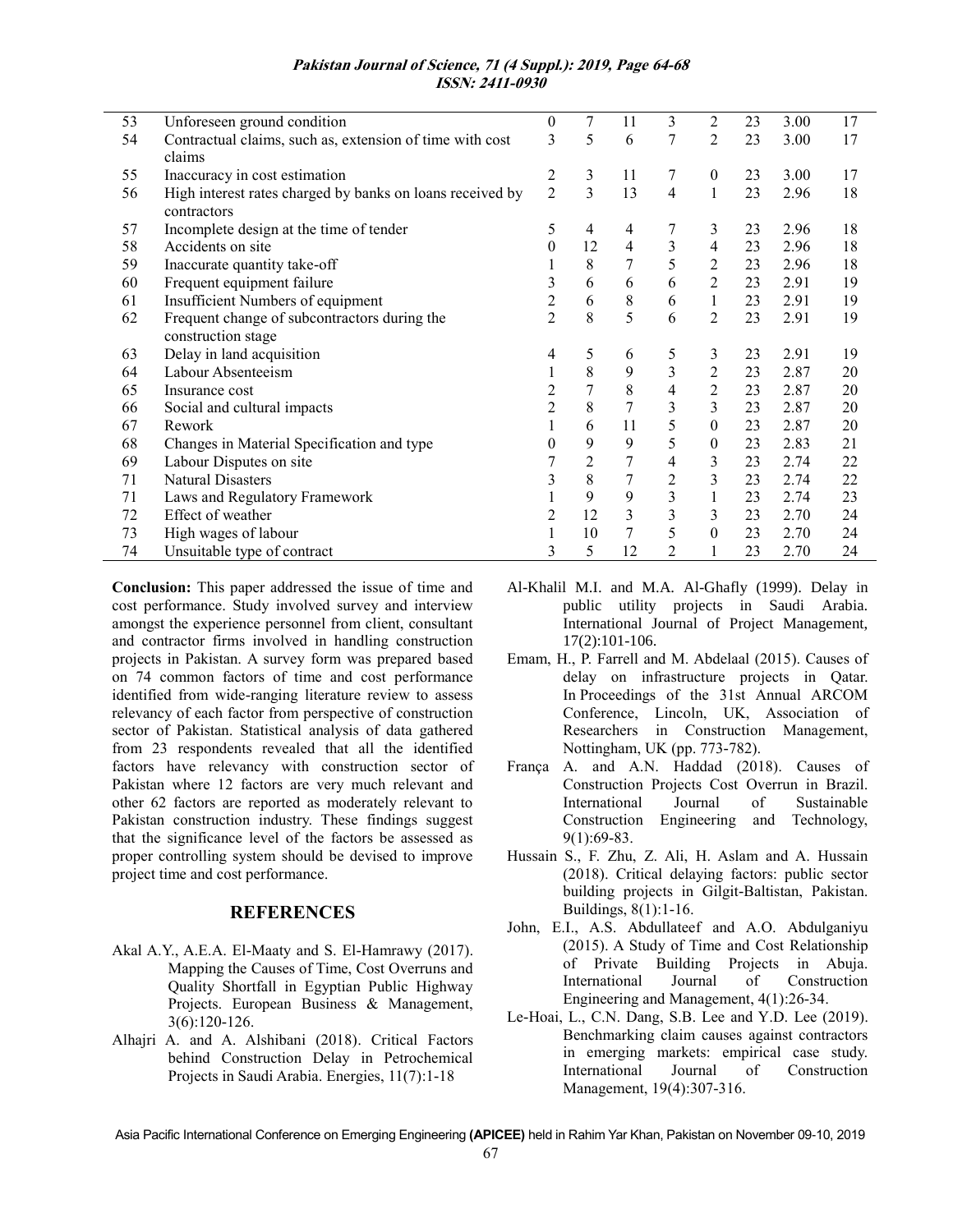| 53 | Unforeseen ground condition | 0 | 7 | 11 | 3 | 2 | 23 | 3.00 | 17 |
|---|---|---|---|---|---|---|---|---|---|
| 54 | Contractual claims, such as, extension of time with cost claims | 3 | 5 | 6 | 7 | 2 | 23 | 3.00 | 17 |
| 55 | Inaccuracy in cost estimation | 2 | 3 | 11 | 7 | 0 | 23 | 3.00 | 17 |
| 56 | High interest rates charged by banks on loans received by contractors | 2 | 3 | 13 | 4 | 1 | 23 | 2.96 | 18 |
| 57 | Incomplete design at the time of tender | 5 | 4 | 4 | 7 | 3 | 23 | 2.96 | 18 |
| 58 | Accidents on site | 0 | 12 | 4 | 3 | 4 | 23 | 2.96 | 18 |
| 59 | Inaccurate quantity take-off | 1 | 8 | 7 | 5 | 2 | 23 | 2.96 | 18 |
| 60 | Frequent equipment failure | 3 | 6 | 6 | 6 | 2 | 23 | 2.91 | 19 |
| 61 | Insufficient Numbers of equipment | 2 | 6 | 8 | 6 | 1 | 23 | 2.91 | 19 |
| 62 | Frequent change of subcontractors during the construction stage | 2 | 8 | 5 | 6 | 2 | 23 | 2.91 | 19 |
| 63 | Delay in land acquisition | 4 | 5 | 6 | 5 | 3 | 23 | 2.91 | 19 |
| 64 | Labour Absenteeism | 1 | 8 | 9 | 3 | 2 | 23 | 2.87 | 20 |
| 65 | Insurance cost | 2 | 7 | 8 | 4 | 2 | 23 | 2.87 | 20 |
| 66 | Social and cultural impacts | 2 | 8 | 7 | 3 | 3 | 23 | 2.87 | 20 |
| 67 | Rework | 1 | 6 | 11 | 5 | 0 | 23 | 2.87 | 20 |
| 68 | Changes in Material Specification and type | 0 | 9 | 9 | 5 | 0 | 23 | 2.83 | 21 |
| 69 | Labour Disputes on site | 7 | 2 | 7 | 4 | 3 | 23 | 2.74 | 22 |
| 71 | Natural Disasters | 3 | 8 | 7 | 2 | 3 | 23 | 2.74 | 22 |
| 71 | Laws and Regulatory Framework | 1 | 9 | 9 | 3 | 1 | 23 | 2.74 | 23 |
| 72 | Effect of weather | 2 | 12 | 3 | 3 | 3 | 23 | 2.70 | 24 |
| 73 | High wages of labour | 1 | 10 | 7 | 5 | 0 | 23 | 2.70 | 24 |
| 74 | Unsuitable type of contract | 3 | 5 | 12 | 2 | 1 | 23 | 2.70 | 24 |

**Conclusion:** This paper addressed the issue of time and cost performance. Study involved survey and interview amongst the experience personnel from client, consultant and contractor firms involved in handling construction projects in Pakistan. A survey form was prepared based on 74 common factors of time and cost performance identified from wide-ranging literature review to assess relevancy of each factor from perspective of construction sector of Pakistan. Statistical analysis of data gathered from 23 respondents revealed that all the identified factors have relevancy with construction sector of Pakistan where 12 factors are very much relevant and other 62 factors are reported as moderately relevant to Pakistan construction industry. These findings suggest that the significance level of the factors be assessed as proper controlling system should be devised to improve project time and cost performance.

## REFERENCES

Akal A.Y., A.E.A. El-Maaty and S. El-Hamrawy (2017). Mapping the Causes of Time, Cost Overruns and Quality Shortfall in Egyptian Public Highway Projects. European Business & Management, 3(6):120-126.

Alhajri A. and A. Alshibani (2018). Critical Factors behind Construction Delay in Petrochemical Projects in Saudi Arabia. Energies, 11(7):1-18

Al-Khalil M.I. and M.A. Al-Ghafly (1999). Delay in public utility projects in Saudi Arabia. International Journal of Project Management, 17(2):101-106.

Emam, H., P. Farrell and M. Abdelaal (2015). Causes of delay on infrastructure projects in Qatar. In Proceedings of the 31st Annual ARCOM Conference, Lincoln, UK, Association of Researchers in Construction Management, Nottingham, UK (pp. 773-782).

França A. and A.N. Haddad (2018). Causes of Construction Projects Cost Overrun in Brazil. International Journal of Sustainable Construction Engineering and Technology, 9(1):69-83.

Hussain S., F. Zhu, Z. Ali, H. Aslam and A. Hussain (2018). Critical delaying factors: public sector building projects in Gilgit-Baltistan, Pakistan. Buildings, 8(1):1-16.

John, E.I., A.S. Abdullateef and A.O. Abdulganiyu (2015). A Study of Time and Cost Relationship of Private Building Projects in Abuja. International Journal of Construction Engineering and Management, 4(1):26-34.

Le-Hoai, L., C.N. Dang, S.B. Lee and Y.D. Lee (2019). Benchmarking claim causes against contractors in emerging markets: empirical case study. International Journal of Construction Management, 19(4):307-316.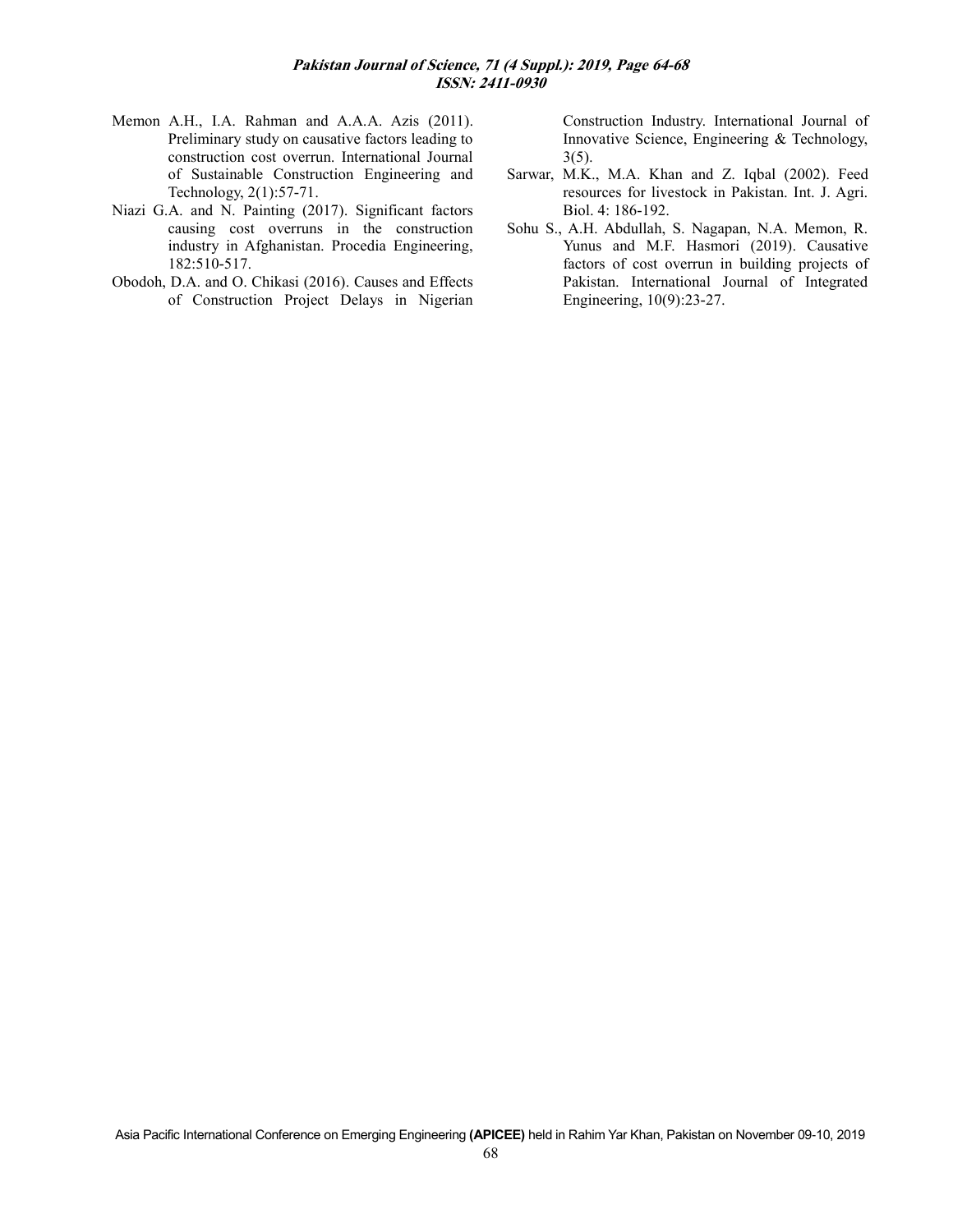Memon A.H., I.A. Rahman and A.A.A. Azis (2011). Preliminary study on causative factors leading to construction cost overrun. International Journal of Sustainable Construction Engineering and Technology, 2(1):57-71.

Niazi G.A. and N. Painting (2017). Significant factors causing cost overruns in the construction industry in Afghanistan. Procedia Engineering, 182:510-517.

Obodoh, D.A. and O. Chikasi (2016). Causes and Effects of Construction Project Delays in Nigerian Construction Industry. International Journal of Innovative Science, Engineering & Technology, 3(5).

Sarwar, M.K., M.A. Khan and Z. Iqbal (2002). Feed resources for livestock in Pakistan. Int. J. Agri. Biol. 4: 186-192.

Sohu S., A.H. Abdullah, S. Nagapan, N.A. Memon, R. Yunus and M.F. Hasmori (2019). Causative factors of cost overrun in building projects of Pakistan. International Journal of Integrated Engineering, 10(9):23-27.